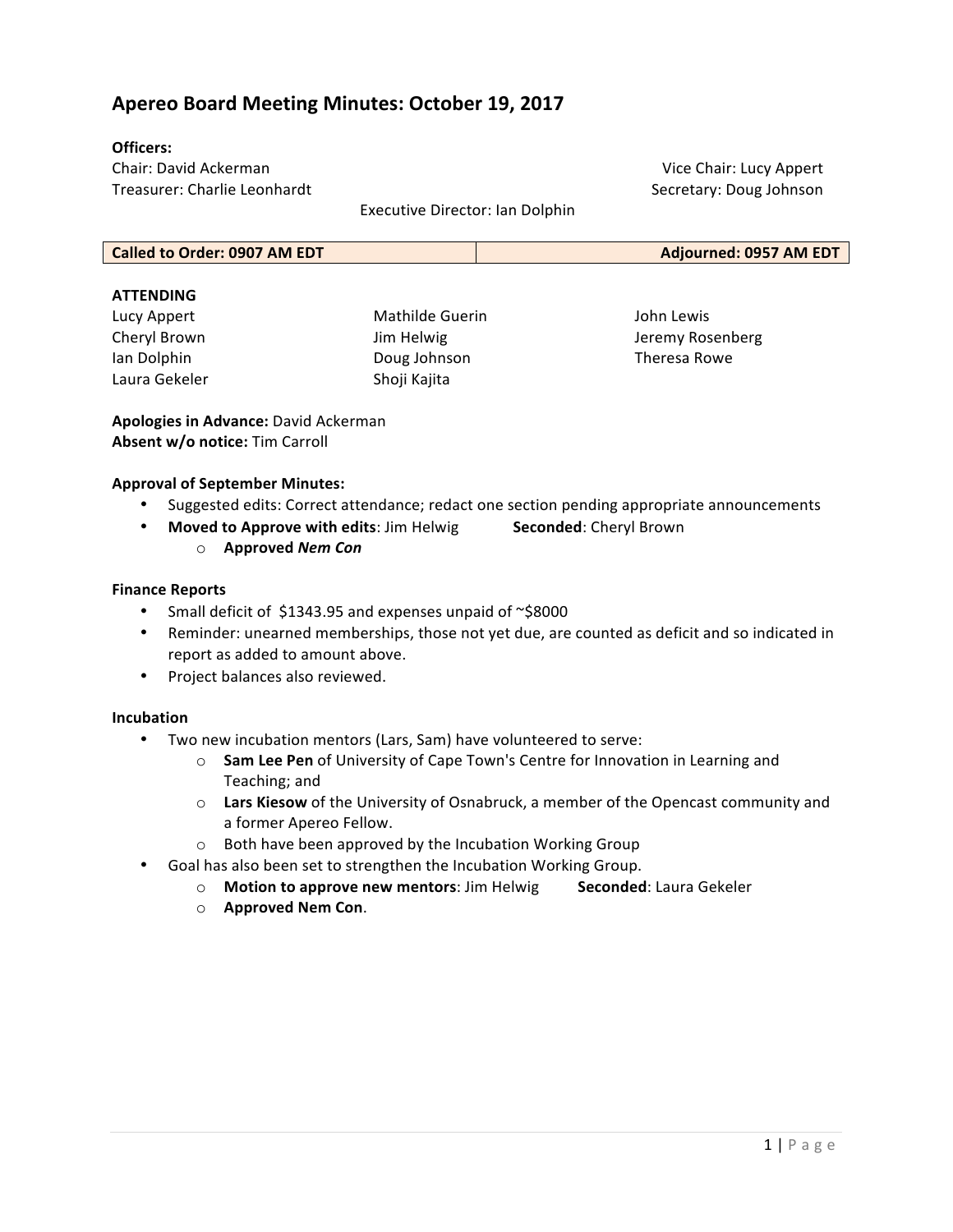# Apereo Board Meeting Minutes: October 19, 2017

**Officers:**

Chair: David Ackerman
Vice Chair: Lucy Appert
Treasurer: Charlie Leonhardt
Secretary: Doug Johnson
Executive Director: Ian Dolphin

| Called to Order: 0907 AM EDT | Adjourned: 0957 AM EDT |
| --- | --- |

**ATTENDING**

Lucy Appert
Cheryl Brown
Ian Dolphin
Laura Gekeler
Mathilde Guerin
Jim Helwig
Doug Johnson
Shoji Kajita
John Lewis
Jeremy Rosenberg
Theresa Rowe

**Apologies in Advance:** David Ackerman
**Absent w/o notice:** Tim Carroll

**Approval of September Minutes:**

- Suggested edits: Correct attendance; redact one section pending appropriate announcements
- **Moved to Approve with edits**: Jim Helwig **Seconded**: Cheryl Brown
  - **Approved *Nem Con***

**Finance Reports**

- Small deficit of $1343.95 and expenses unpaid of ~$8000
- Reminder: unearned memberships, those not yet due, are counted as deficit and so indicated in report as added to amount above.
- Project balances also reviewed.

**Incubation**

- Two new incubation mentors (Lars, Sam) have volunteered to serve:
  - **Sam Lee Pen** of University of Cape Town's Centre for Innovation in Learning and Teaching; and
  - **Lars Kiesow** of the University of Osnabruck, a member of the Opencast community and a former Apereo Fellow.
  - Both have been approved by the Incubation Working Group
- Goal has also been set to strengthen the Incubation Working Group.
  - **Motion to approve new mentors**: Jim Helwig **Seconded**: Laura Gekeler
  - **Approved Nem Con**.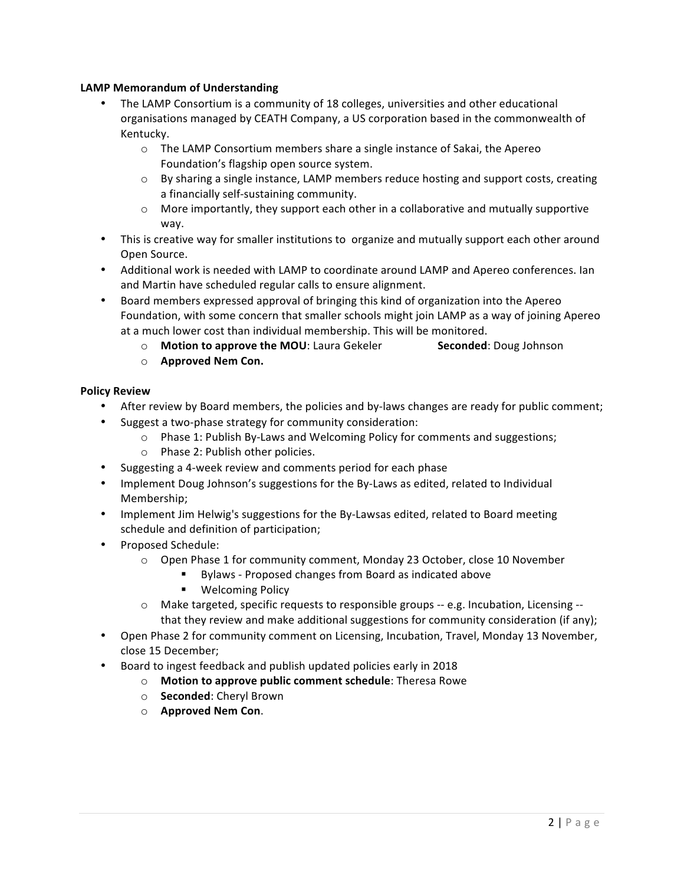**LAMP Memorandum of Understanding**

- The LAMP Consortium is a community of 18 colleges, universities and other educational organisations managed by CEATH Company, a US corporation based in the commonwealth of Kentucky.
    - The LAMP Consortium members share a single instance of Sakai, the Apereo Foundation's flagship open source system.
    - By sharing a single instance, LAMP members reduce hosting and support costs, creating a financially self-sustaining community.
    - More importantly, they support each other in a collaborative and mutually supportive way.
- This is creative way for smaller institutions to organize and mutually support each other around Open Source.
- Additional work is needed with LAMP to coordinate around LAMP and Apereo conferences. Ian and Martin have scheduled regular calls to ensure alignment.
- Board members expressed approval of bringing this kind of organization into the Apereo Foundation, with some concern that smaller schools might join LAMP as a way of joining Apereo at a much lower cost than individual membership. This will be monitored.
    - **Motion to approve the MOU**: Laura Gekeler **Seconded**: Doug Johnson
    - **Approved Nem Con.**

**Policy Review**

- After review by Board members, the policies and by-laws changes are ready for public comment;
- Suggest a two-phase strategy for community consideration:
    - Phase 1: Publish By-Laws and Welcoming Policy for comments and suggestions;
    - Phase 2: Publish other policies.
- Suggesting a 4-week review and comments period for each phase
- Implement Doug Johnson's suggestions for the By-Laws as edited, related to Individual Membership;
- Implement Jim Helwig's suggestions for the By-Lawsas edited, related to Board meeting schedule and definition of participation;
- Proposed Schedule:
    - Open Phase 1 for community comment, Monday 23 October, close 10 November
        - Bylaws - Proposed changes from Board as indicated above
        - Welcoming Policy
    - Make targeted, specific requests to responsible groups -- e.g. Incubation, Licensing -- that they review and make additional suggestions for community consideration (if any);
- Open Phase 2 for community comment on Licensing, Incubation, Travel, Monday 13 November, close 15 December;
- Board to ingest feedback and publish updated policies early in 2018
    - **Motion to approve public comment schedule**: Theresa Rowe
    - **Seconded**: Cheryl Brown
    - **Approved Nem Con**.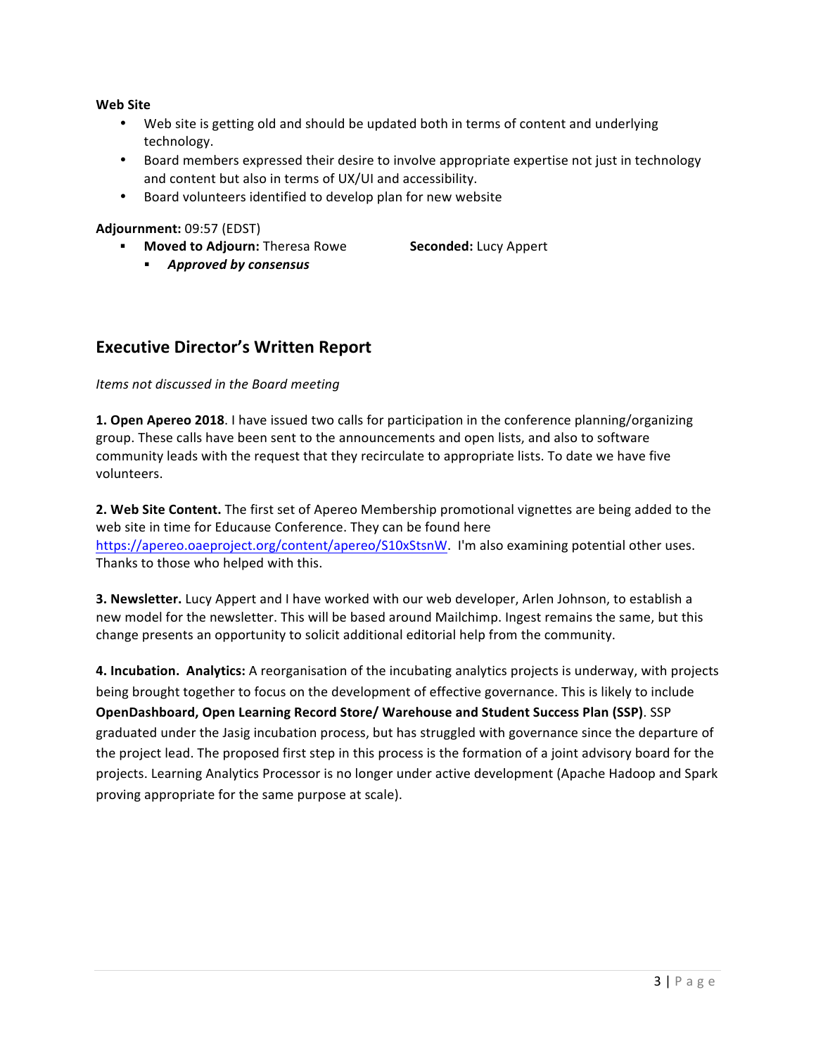**Web Site**

- Web site is getting old and should be updated both in terms of content and underlying technology.
- Board members expressed their desire to involve appropriate expertise not just in technology and content but also in terms of UX/UI and accessibility.
- Board volunteers identified to develop plan for new website

**Adjournment:** 09:57 (EDST)

- **Moved to Adjourn:** Theresa Rowe **Seconded:** Lucy Appert
  - ***Approved by consensus***

## Executive Director's Written Report

*Items not discussed in the Board meeting*

**1. Open Apereo 2018**. I have issued two calls for participation in the conference planning/organizing group. These calls have been sent to the announcements and open lists, and also to software community leads with the request that they recirculate to appropriate lists. To date we have five volunteers.

**2. Web Site Content.** The first set of Apereo Membership promotional vignettes are being added to the web site in time for Educause Conference. They can be found here https://apereo.oaeproject.org/content/apereo/S10xStsnW. I'm also examining potential other uses. Thanks to those who helped with this.

**3. Newsletter.** Lucy Appert and I have worked with our web developer, Arlen Johnson, to establish a new model for the newsletter. This will be based around Mailchimp. Ingest remains the same, but this change presents an opportunity to solicit additional editorial help from the community.

**4. Incubation. Analytics:** A reorganisation of the incubating analytics projects is underway, with projects being brought together to focus on the development of effective governance. This is likely to include **OpenDashboard, Open Learning Record Store/ Warehouse and Student Success Plan (SSP)**. SSP graduated under the Jasig incubation process, but has struggled with governance since the departure of the project lead. The proposed first step in this process is the formation of a joint advisory board for the projects. Learning Analytics Processor is no longer under active development (Apache Hadoop and Spark proving appropriate for the same purpose at scale).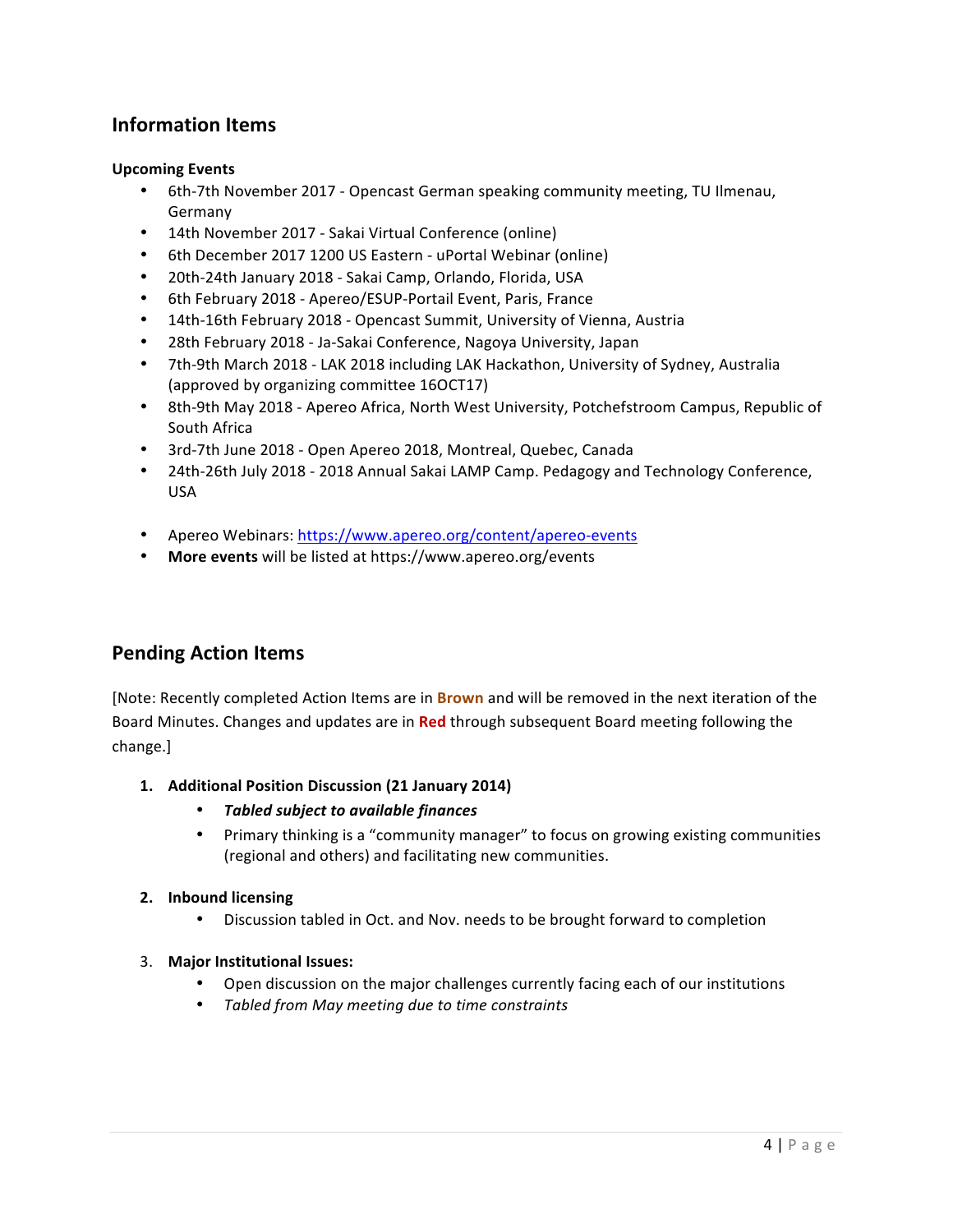## Information Items

**Upcoming Events**

- 6th-7th November 2017 - Opencast German speaking community meeting, TU Ilmenau, Germany
- 14th November 2017 - Sakai Virtual Conference (online)
- 6th December 2017 1200 US Eastern - uPortal Webinar (online)
- 20th-24th January 2018 - Sakai Camp, Orlando, Florida, USA
- 6th February 2018 - Apereo/ESUP-Portail Event, Paris, France
- 14th-16th February 2018 - Opencast Summit, University of Vienna, Austria
- 28th February 2018 - Ja-Sakai Conference, Nagoya University, Japan
- 7th-9th March 2018 - LAK 2018 including LAK Hackathon, University of Sydney, Australia (approved by organizing committee 16OCT17)
- 8th-9th May 2018 - Apereo Africa, North West University, Potchefstroom Campus, Republic of South Africa
- 3rd-7th June 2018 - Open Apereo 2018, Montreal, Quebec, Canada
- 24th-26th July 2018 - 2018 Annual Sakai LAMP Camp. Pedagogy and Technology Conference, USA

- Apereo Webinars: https://www.apereo.org/content/apereo-events
- **More events** will be listed at https://www.apereo.org/events

## Pending Action Items

[Note: Recently completed Action Items are in **Brown** and will be removed in the next iteration of the Board Minutes. Changes and updates are in **Red** through subsequent Board meeting following the change.]

1. **Additional Position Discussion (21 January 2014)**
   - ***Tabled subject to available finances***
   - Primary thinking is a "community manager" to focus on growing existing communities (regional and others) and facilitating new communities.

2. **Inbound licensing**
   - Discussion tabled in Oct. and Nov. needs to be brought forward to completion

3. **Major Institutional Issues:**
   - Open discussion on the major challenges currently facing each of our institutions
   - *Tabled from May meeting due to time constraints*